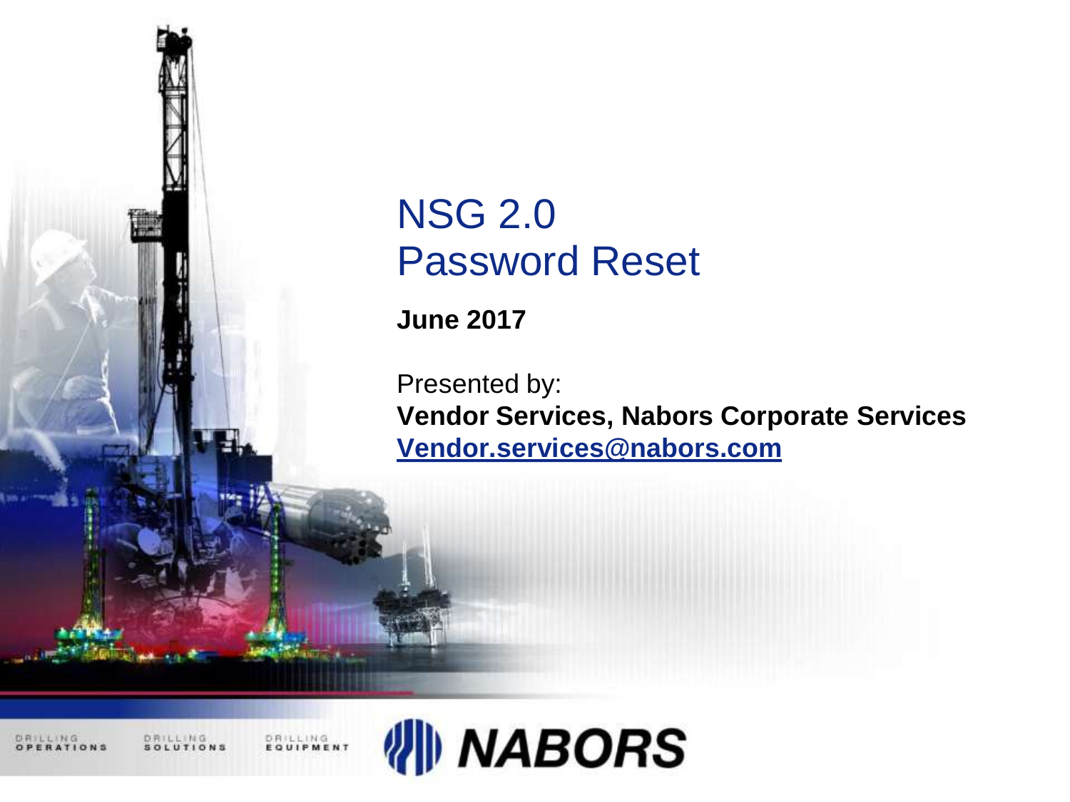# NSG 2.0
# Password Reset

**June 2017**

Presented by:
**Vendor Services, Nabors Corporate Services**
**Vendor.services@nabors.com**

DRILLING OPERATIONS    DRILLING SOLUTIONS    DRILLING EQUIPMENT    NABORS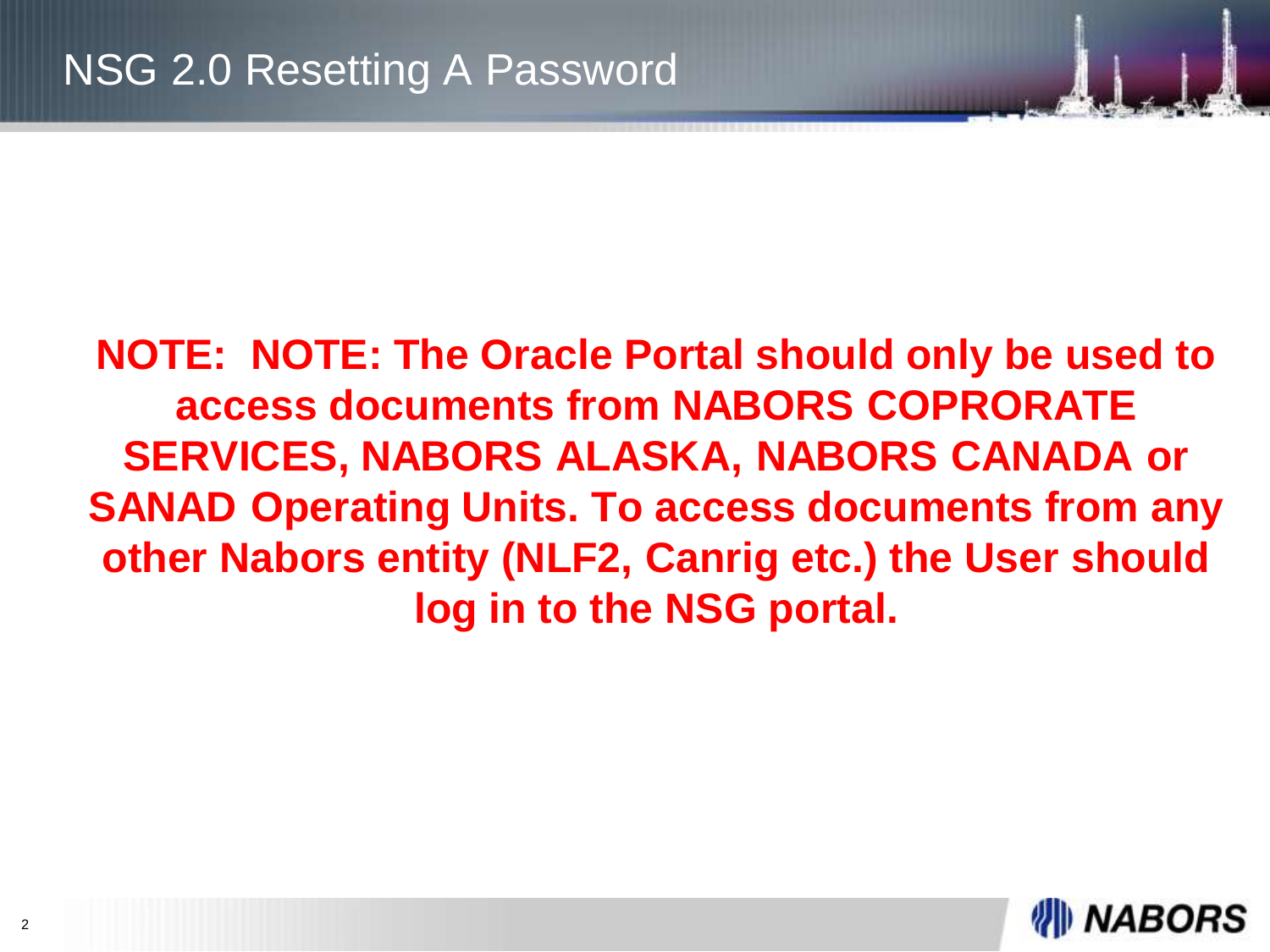# NSG 2.0 Resetting A Password

**NOTE: NOTE: The Oracle Portal should only be used to access documents from NABORS COPRORATE SERVICES, NABORS ALASKA, NABORS CANADA or SANAD Operating Units. To access documents from any other Nabors entity (NLF2, Canrig etc.) the User should log in to the NSG portal.**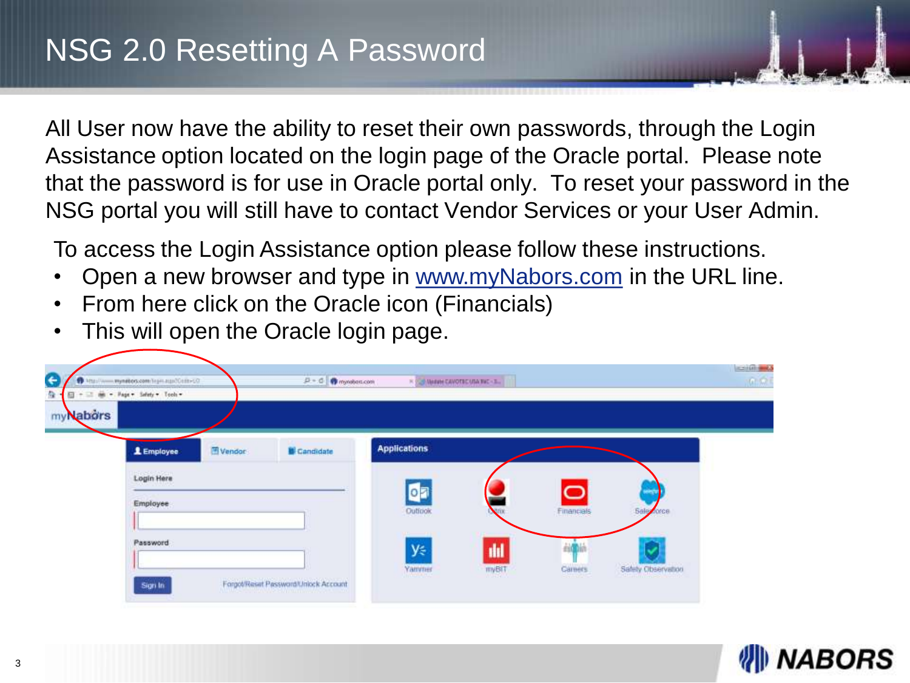# NSG 2.0 Resetting A Password

All User now have the ability to reset their own passwords, through the Login Assistance option located on the login page of the Oracle portal. Please note that the password is for use in Oracle portal only. To reset your password in the NSG portal you will still have to contact Vendor Services or your User Admin.

To access the Login Assistance option please follow these instructions.

- Open a new browser and type in www.myNabors.com in the URL line.
- From here click on the Oracle icon (Financials)
- This will open the Oracle login page.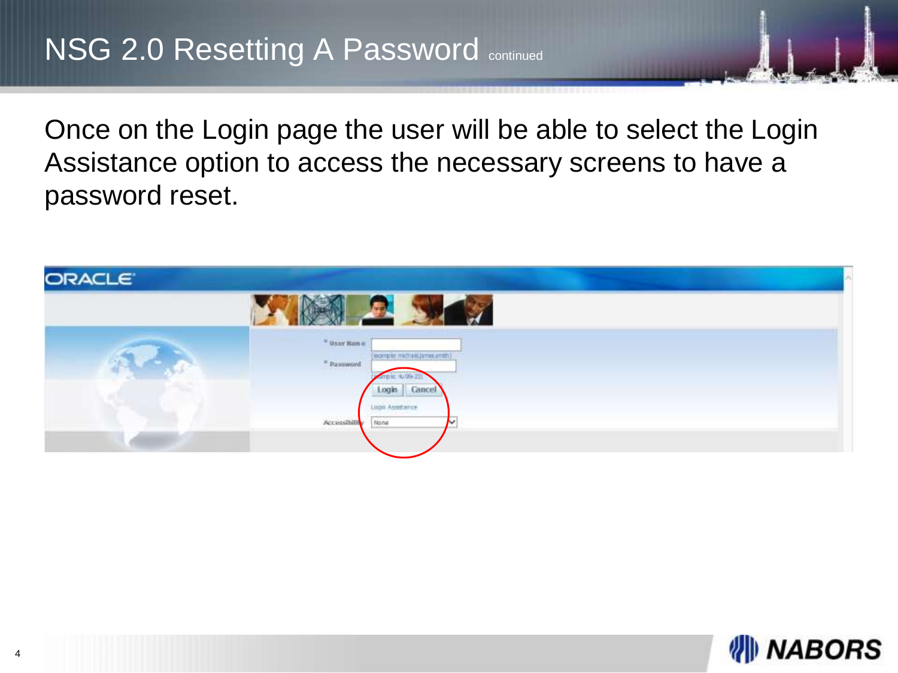# NSG 2.0 Resetting A Password continued

Once on the Login page the user will be able to select the Login Assistance option to access the necessary screens to have a password reset.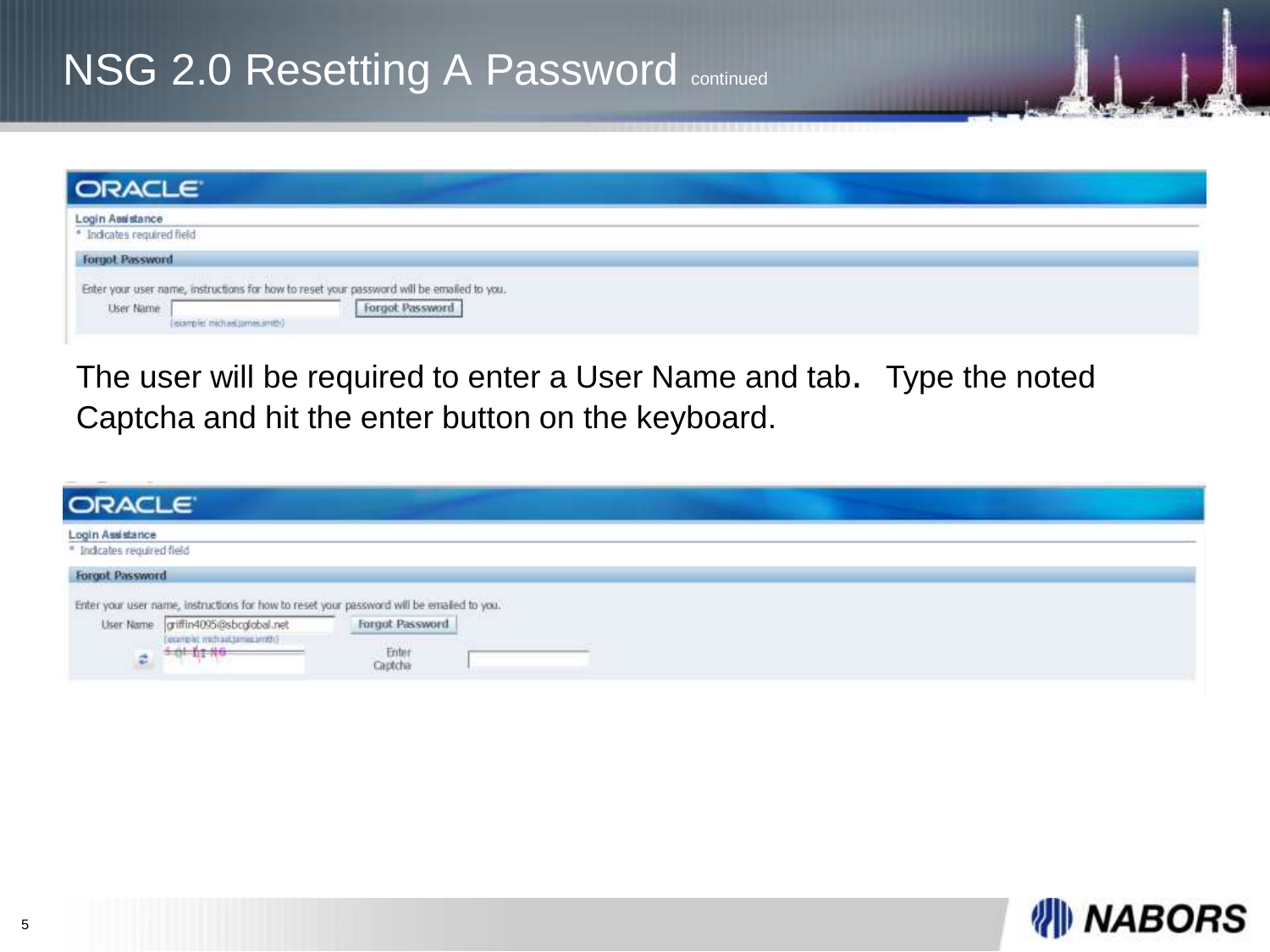# NSG 2.0 Resetting A Password continued

ORACLE

Login Assistance

\* Indicates required field

**Forgot Password**

Enter your user name, instructions for how to reset your password will be emailed to you.

User Name [ ] Forgot Password

(example: michael.james.smith)

The user will be required to enter a User Name and tab. Type the noted Captcha and hit the enter button on the keyboard.

ORACLE

Login Assistance

\* Indicates required field

**Forgot Password**

Enter your user name, instructions for how to reset your password will be emailed to you.

User Name griffin4095@sbcglobal.net Forgot Password

(example: michael.james.smith)

Enter Captcha [ ]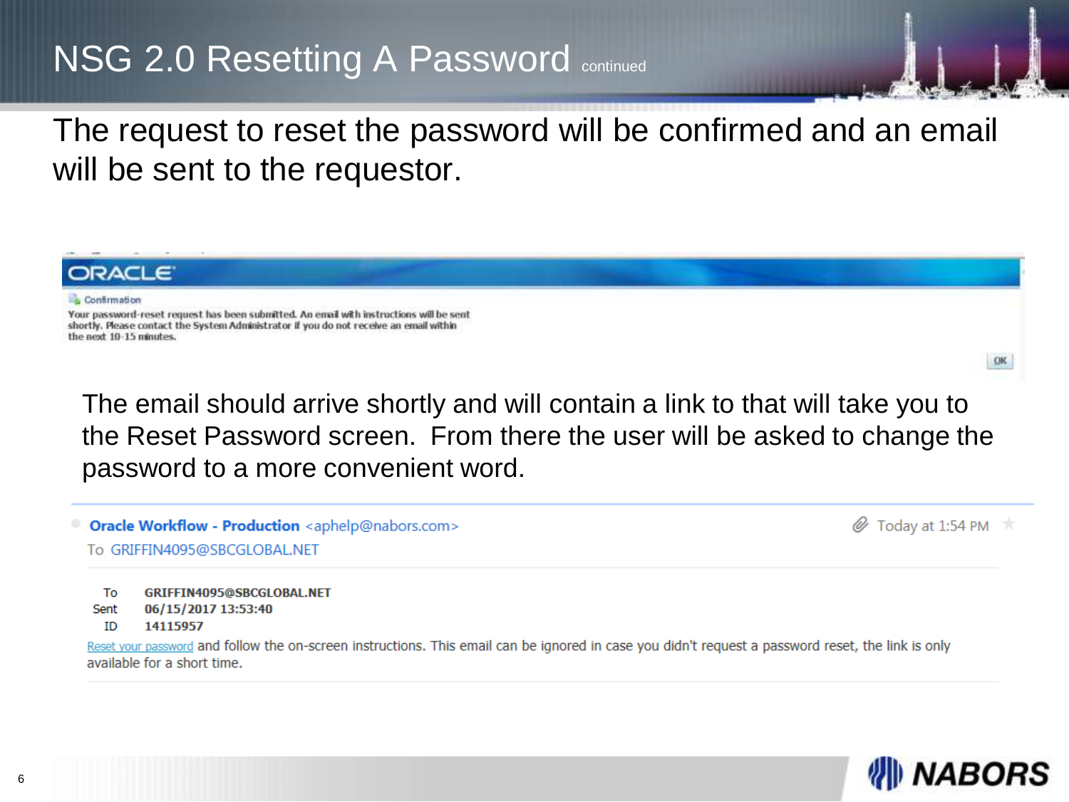# NSG 2.0 Resetting A Password continued

The request to reset the password will be confirmed and an email will be sent to the requestor.

ORACLE

Confirmation

Your password-reset request has been submitted. An email with instructions will be sent shortly. Please contact the System Administrator if you do not receive an email within the next 10-15 minutes.

OK

The email should arrive shortly and will contain a link to that will take you to the Reset Password screen. From there the user will be asked to change the password to a more convenient word.

**Oracle Workflow - Production** <aphelp@nabors.com> Today at 1:54 PM

To GRIFFIN4095@SBCGLOBAL.NET

| | |
|---|---|
| To | **GRIFFIN4095@SBCGLOBAL.NET** |
| Sent | **06/15/2017 13:53:40** |
| ID | **14115957** |

Reset your password and follow the on-screen instructions. This email can be ignored in case you didn't request a password reset, the link is only available for a short time.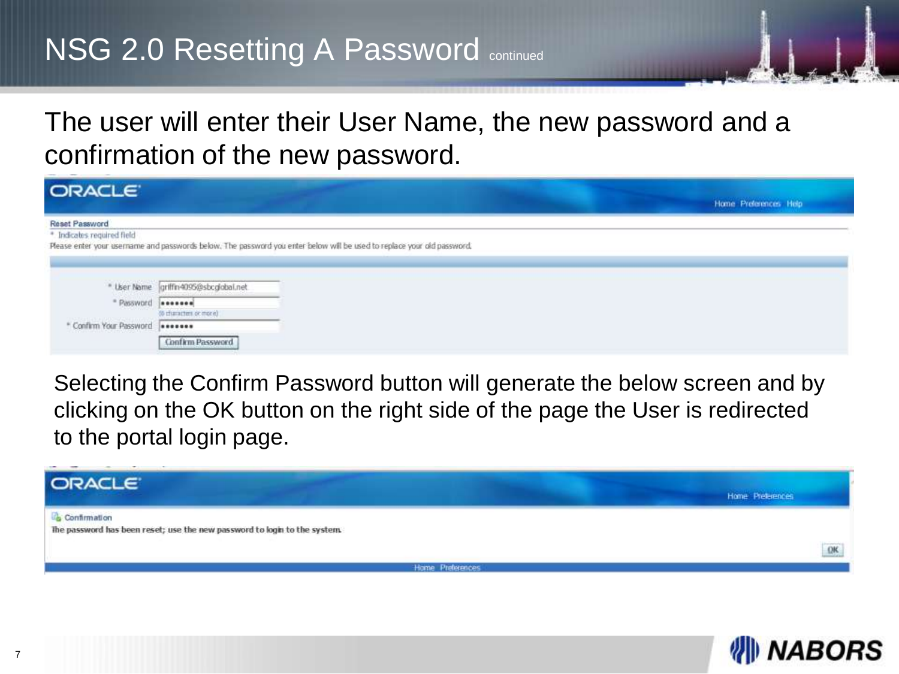# NSG 2.0 Resetting A Password continued

The user will enter their User Name, the new password and a confirmation of the new password.

ORACLE

Home Preferences Help

Reset Password

\* Indicates required field

Please enter your username and passwords below. The password you enter below will be used to replace your old password.

\* User Name griffin4095@sbcglobal.net

\* Password •••••••

(6 characters or more)

\* Confirm Your Password •••••••

Confirm Password

Selecting the Confirm Password button will generate the below screen and by clicking on the OK button on the right side of the page the User is redirected to the portal login page.

ORACLE

Home Preferences

Confirmation

The password has been reset; use the new password to login to the system.

OK

Home Preferences

NABORS